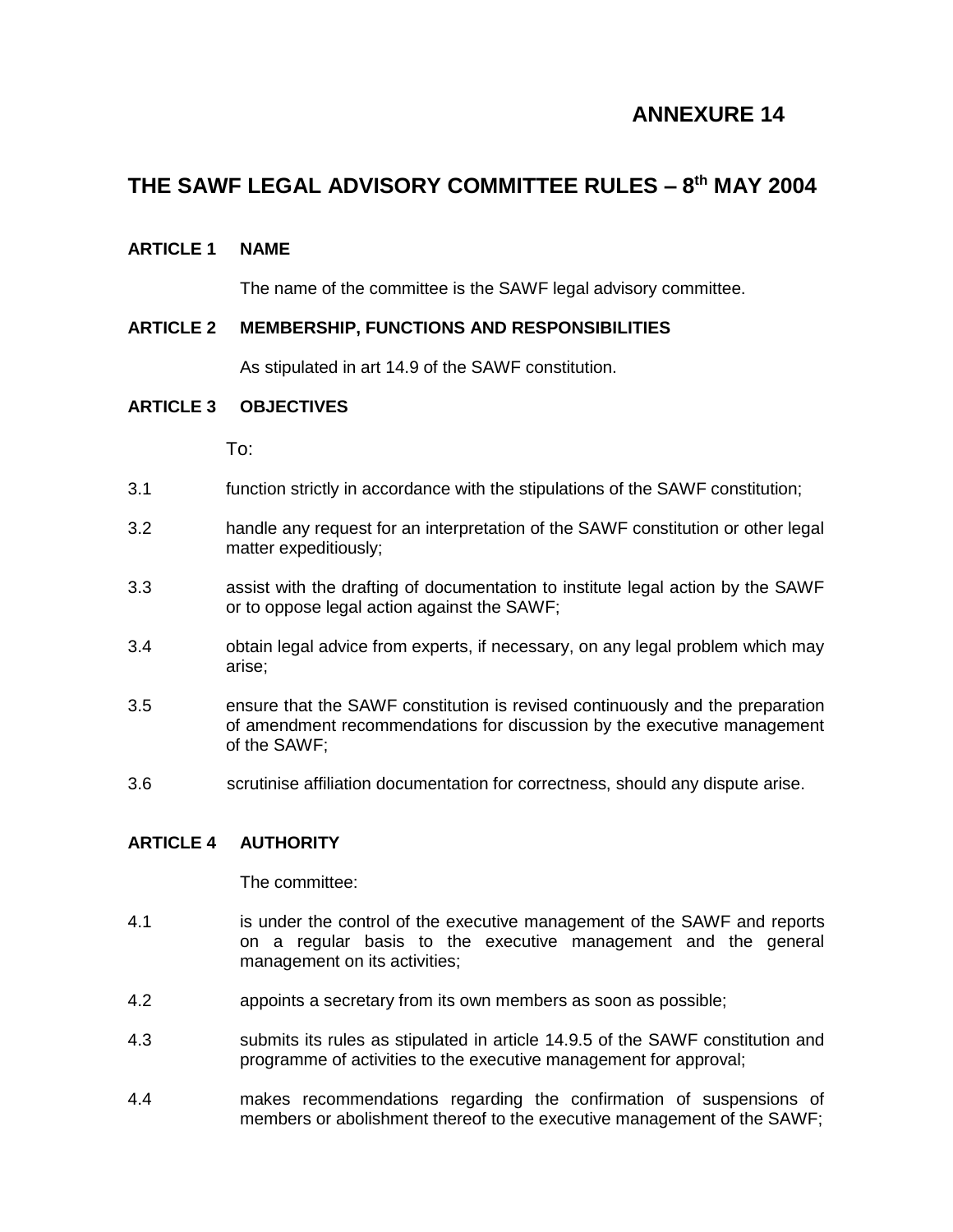**ANNEXURE 14**

# THE SAWF LEGAL ADVISORY COMMITTEE RULES – 8th MAY 2004

## ARTICLE 1 NAME

The name of the committee is the SAWF legal advisory committee.

## ARTICLE 2 MEMBERSHIP, FUNCTIONS AND RESPONSIBILITIES

As stipulated in art 14.9 of the SAWF constitution.

## ARTICLE 3 OBJECTIVES

To:

3.1 function strictly in accordance with the stipulations of the SAWF constitution;

3.2 handle any request for an interpretation of the SAWF constitution or other legal matter expeditiously;

3.3 assist with the drafting of documentation to institute legal action by the SAWF or to oppose legal action against the SAWF;

3.4 obtain legal advice from experts, if necessary, on any legal problem which may arise;

3.5 ensure that the SAWF constitution is revised continuously and the preparation of amendment recommendations for discussion by the executive management of the SAWF;

3.6 scrutinise affiliation documentation for correctness, should any dispute arise.

## ARTICLE 4 AUTHORITY

The committee:

4.1 is under the control of the executive management of the SAWF and reports on a regular basis to the executive management and the general management on its activities;

4.2 appoints a secretary from its own members as soon as possible;

4.3 submits its rules as stipulated in article 14.9.5 of the SAWF constitution and programme of activities to the executive management for approval;

4.4 makes recommendations regarding the confirmation of suspensions of members or abolishment thereof to the executive management of the SAWF;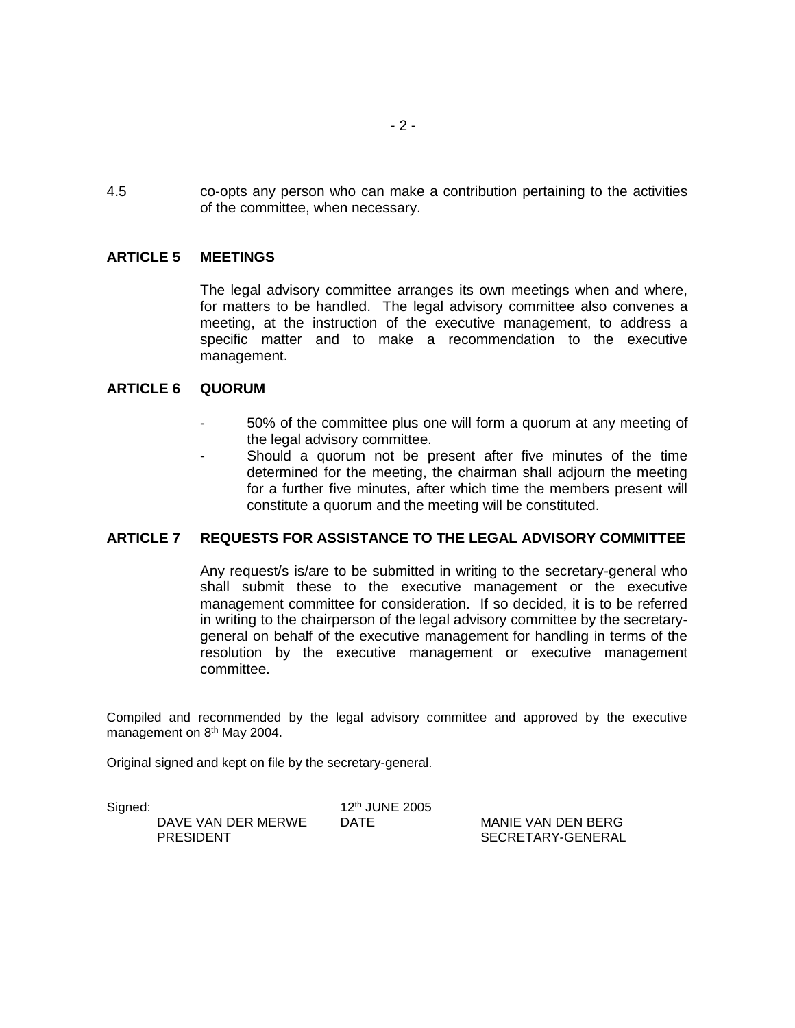4.5 co-opts any person who can make a contribution pertaining to the activities of the committee, when necessary.

## ARTICLE 5 MEETINGS

The legal advisory committee arranges its own meetings when and where, for matters to be handled. The legal advisory committee also convenes a meeting, at the instruction of the executive management, to address a specific matter and to make a recommendation to the executive management.

## ARTICLE 6 QUORUM

- 50% of the committee plus one will form a quorum at any meeting of the legal advisory committee.
- Should a quorum not be present after five minutes of the time determined for the meeting, the chairman shall adjourn the meeting for a further five minutes, after which time the members present will constitute a quorum and the meeting will be constituted.

## ARTICLE 7 REQUESTS FOR ASSISTANCE TO THE LEGAL ADVISORY COMMITTEE

Any request/s is/are to be submitted in writing to the secretary-general who shall submit these to the executive management or the executive management committee for consideration. If so decided, it is to be referred in writing to the chairperson of the legal advisory committee by the secretary-general on behalf of the executive management for handling in terms of the resolution by the executive management or executive management committee.

Compiled and recommended by the legal advisory committee and approved by the executive management on 8th May 2004.

Original signed and kept on file by the secretary-general.

| | | | |
|---|---|---|---|
| Signed: | DAVE VAN DER MERWE<br>PRESIDENT | 12th JUNE 2005<br>DATE | MANIE VAN DEN BERG<br>SECRETARY-GENERAL |